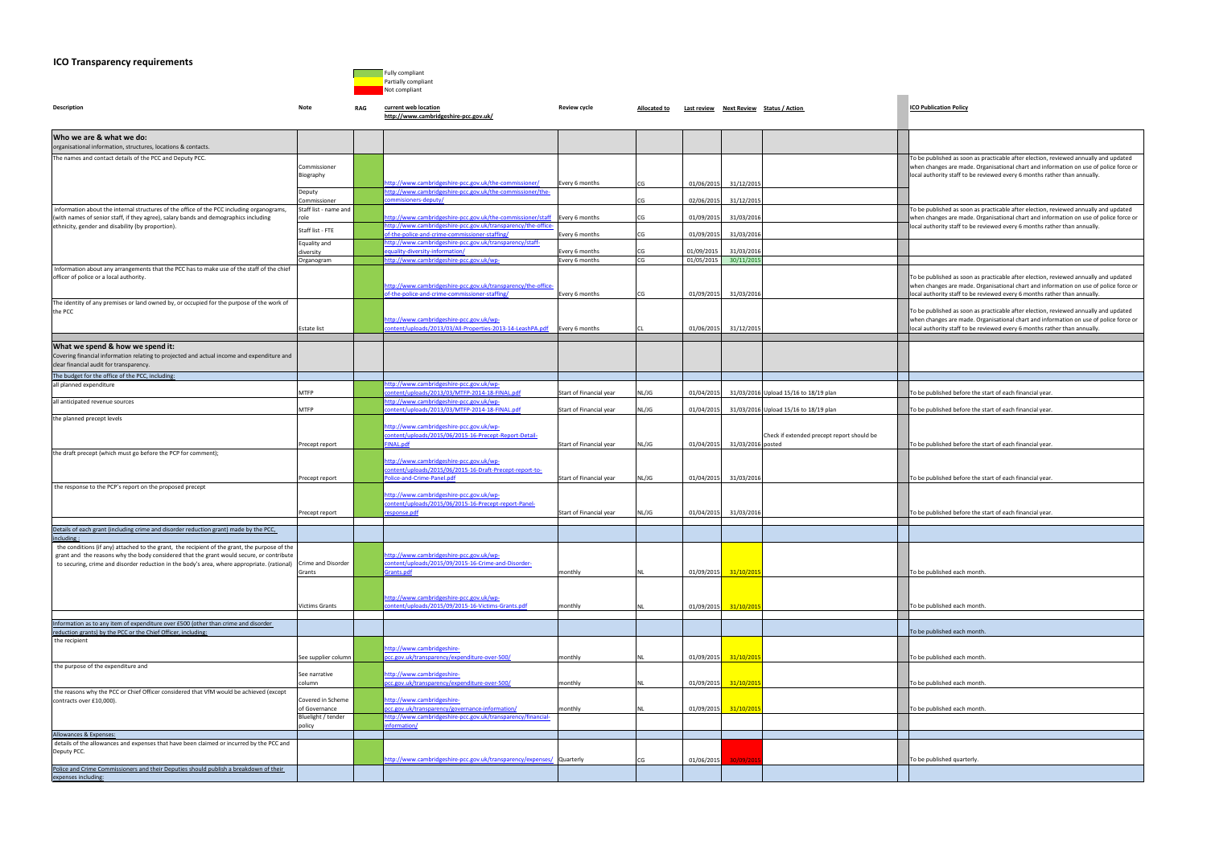# ICO Transparency requirements

| | |
|---|---|
| (green) | Fully compliant |
| (yellow) | Partially compliant |
| (red) | Not compliant |

| Description | Note | RAG | current web location http://www.cambridgeshire-pcc.gov.uk/ | Review cycle | Allocated to | Last review | Next Review | Status / Action | ICO Publication Policy |
|---|---|---|---|---|---|---|---|---|---|
| **Who we are & what we do:** organisational information, structures, locations & contacts. | | | | | | | | | |
| The names and contact details of the PCC and Deputy PCC. | Commissioner Biography | | http://www.cambridgeshire-pcc.gov.uk/the-commissioner/ | Every 6 months | CG | 01/06/2015 | 31/12/2015 | | To be published as soon as practicable after election, reviewed annually and updated when changes are made. Organisational chart and information on use of police force or local authority staff to be reviewed every 6 months rather than annually. |
| | Deputy Commissioner | | http://www.cambridgeshire-pcc.gov.uk/the-commissioner/the-commisioners-deputy/ | | CG | 02/06/2015 | 31/12/2015 | | |
| information about the internal structures of the office of the PCC including organograms, (with names of senior staff, if they agree), salary bands and demographics including ethnicity, gender and disability (by proportion). | Staff list - name and role | | http://www.cambridgeshire-pcc.gov.uk/the-commissioner/staff | Every 6 months | CG | 01/09/2015 | 31/03/2016 | | To be published as soon as practicable after election, reviewed annually and updated when changes are made. Organisational chart and information on use of police force or local authority staff to be reviewed every 6 months rather than annually. |
| | Staff list - FTE | | http://www.cambridgeshire-pcc.gov.uk/transparency/the-office-of-the-police-and-crime-commissioner-staffing/ | Every 6 months | CG | 01/09/2015 | 31/03/2016 | | |
| | Equality and diversity | | http://www.cambridgeshire-pcc.gov.uk/transparency/staff-equality-diversity-information/ | Every 6 months | CG | 01/09/2015 | 31/03/2016 | | |
| | Organogram | | http://www.cambridgeshire-pcc.gov.uk/wp- | Every 6 months | CG | 01/05/2015 | 30/11/2015 | | |
| Information about any arrangements that the PCC has to make use of the staff of the chief officer of police or a local authority. | | | http://www.cambridgeshire-pcc.gov.uk/transparency/the-office-of-the-police-and-crime-commissioner-staffing/ | Every 6 months | CG | 01/09/2015 | 31/03/2016 | | To be published as soon as practicable after election, reviewed annually and updated when changes are made. Organisational chart and information on use of police force or local authority staff to be reviewed every 6 months rather than annually. |
| The identity of any premises or land owned by, or occupied for the purpose of the work of the PCC | Estate list | | http://www.cambridgeshire-pcc.gov.uk/wp-content/uploads/2013/03/All-Properties-2013-14-LeashPA.pdf | Every 6 months | CL | 01/06/2015 | 31/12/2015 | | To be published as soon as practicable after election, reviewed annually and updated when changes are made. Organisational chart and information on use of police force or local authority staff to be reviewed every 6 months rather than annually. |
| **What we spend & how we spend it:** Covering financial information relating to projected and actual income and expenditure and clear financial audit for transparency. | | | | | | | | | |
| The budget for the office of the PCC, including: | | | | | | | | | |
| all planned expenditure | MTFP | | http://www.cambridgeshire-pcc.gov.uk/wp-content/uploads/2013/03/MTFP-2014-18-FINAL.pdf | Start of Financial year | NL/JG | 01/04/2015 | 31/03/2016 | Upload 15/16 to 18/19 plan | To be published before the start of each financial year. |
| all anticipated revenue sources | MTFP | | http://www.cambridgeshire-pcc.gov.uk/wp-content/uploads/2013/03/MTFP-2014-18-FINAL.pdf | Start of Financial year | NL/JG | 01/04/2015 | 31/03/2016 | Upload 15/16 to 18/19 plan | To be published before the start of each financial year. |
| the planned precept levels | Precept report | | http://www.cambridgeshire-pcc.gov.uk/wp-content/uploads/2015/06/2015-16-Precept-Report-Detail-FINAL.pdf | Start of Financial year | NL/JG | 01/04/2015 | 31/03/2016 | Check if extended precept report should be posted | To be published before the start of each financial year. |
| the draft precept (which must go before the PCP for comment); | Precept report | | http://www.cambridgeshire-pcc.gov.uk/wp-content/uploads/2015/06/2015-16-Draft-Precept-report-to-Police-and-Crime-Panel.pdf | Start of Financial year | NL/JG | 01/04/2015 | 31/03/2016 | | To be published before the start of each financial year. |
| the response to the PCP's report on the proposed precept | Precept report | | http://www.cambridgeshire-pcc.gov.uk/wp-content/uploads/2015/06/2015-16-Precept-report-Panel-response.pdf | Start of Financial year | NL/JG | 01/04/2015 | 31/03/2016 | | To be published before the start of each financial year. |
| Details of each grant (including crime and disorder reduction grant) made by the PCC, including : | | | | | | | | | |
| the conditions (if any) attached to the grant, the recipient of the grant, the purpose of the grant and the reasons why the body considered that the grant would secure, or contribute to securing, crime and disorder reduction in the body's area, where appropriate. (rational) | Crime and Disorder Grants | | http://www.cambridgeshire-pcc.gov.uk/wp-content/uploads/2015/09/2015-16-Crime-and-Disorder-Grants.pdf | monthly | NL | 01/09/2015 | 31/10/2015 | | To be published each month. |
| | Victims Grants | | http://www.cambridgeshire-pcc.gov.uk/wp-content/uploads/2015/09/2015-16-Victims-Grants.pdf | monthly | NL | 01/09/2015 | 31/10/2015 | | To be published each month. |
| Information as to any item of expenditure over £500 (other than crime and disorder reduction grants) by the PCC or the Chief Officer, including: | | | | | | | | | To be published each month. |
| the recipient | See supplier column | | http://www.cambridgeshire-pcc.gov.uk/transparency/expenditure-over-500/ | monthly | NL | 01/09/2015 | 31/10/2015 | | To be published each month. |
| the purpose of the expenditure and | See narrative column | | http://www.cambridgeshire-pcc.gov.uk/transparency/expenditure-over-500/ | monthly | NL | 01/09/2015 | 31/10/2015 | | To be published each month. |
| the reasons why the PCC or Chief Officer considered that VfM would be achieved (except contracts over £10,000). | Covered in Scheme of Governance | | http://www.cambridgeshire-pcc.gov.uk/transparency/governance-information/ | monthly | NL | 01/09/2015 | 31/10/2015 | | To be published each month. |
| | Bluelight / tender policy | | http://www.cambridgeshire-pcc.gov.uk/transparency/financial-information/ | | | | | | |
| Allowances & Expenses: | | | | | | | | | |
| details of the allowances and expenses that have been claimed or incurred by the PCC and Deputy PCC. | | | http://www.cambridgeshire-pcc.gov.uk/transparency/expenses/ | Quarterly | CG | 01/06/2015 | 30/09/2015 | | To be published quarterly. |
| Police and Crime Commissioners and their Deputies should publish a breakdown of their expenses including: | | | | | | | | | |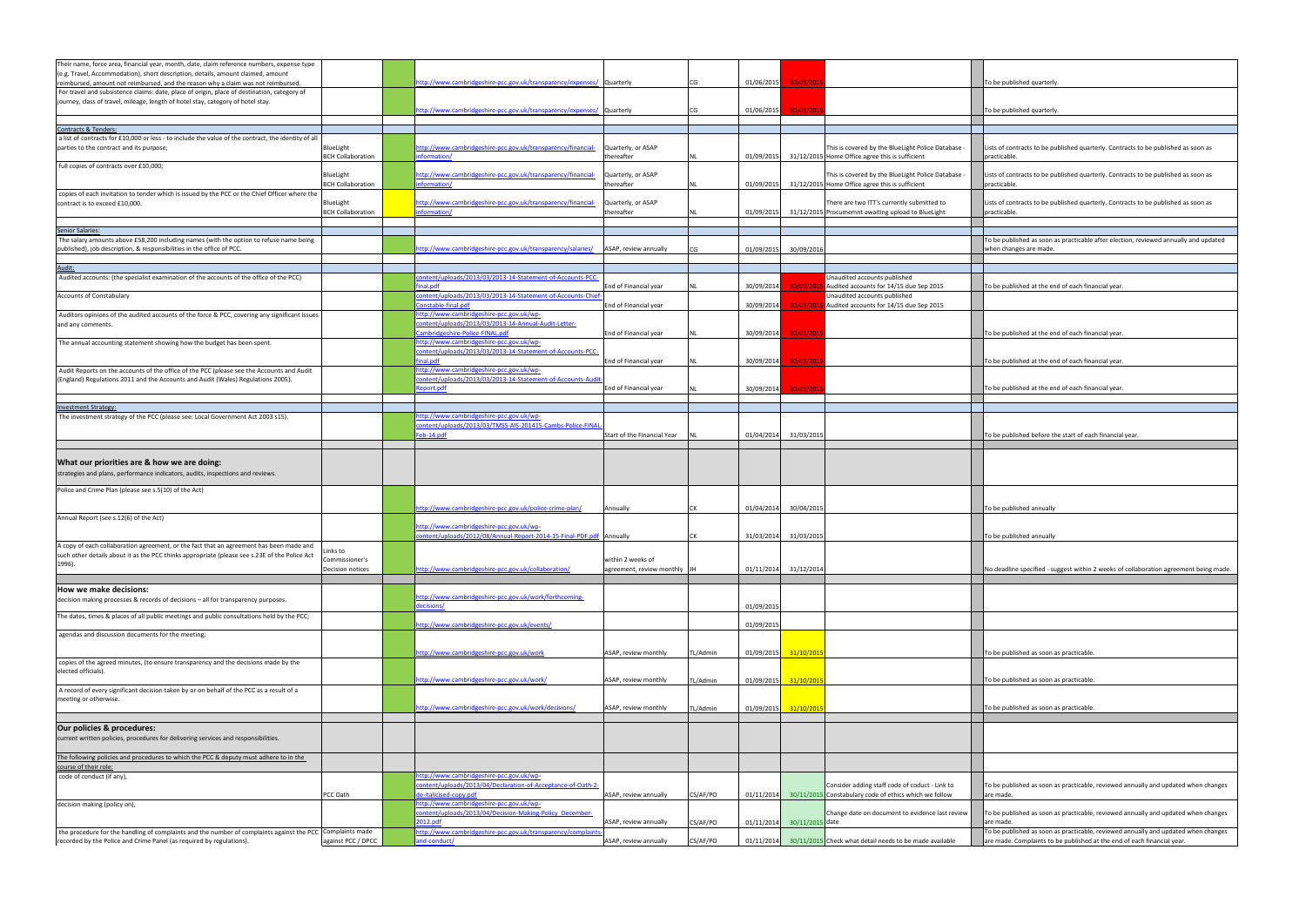| | | | | | | | | | | | |
|---|---|---|---|---|---|---|---|---|---|---|---|
| Their name, force area, financial year, month, date, claim reference numbers, expense type (e.g. Travel, Accommodation), short description, details, amount claimed, amount reimbursed, amount not reimbursed, and the reason why a claim was not reimbursed. | | | http://www.cambridgeshire-pcc.gov.uk/transparency/expenses/ | Quarterly | CG | 01/06/2015 | 30/09/2015 | | | To be published quarterly. | |
| For travel and subsistence claims: date, place of origin, place of destination, category of journey, class of travel, mileage, length of hotel stay, category of hotel stay. | | | http://www.cambridgeshire-pcc.gov.uk/transparency/expenses/ | Quarterly | CG | 01/06/2015 | 30/09/2015 | | | To be published quarterly. | |
| | | | | | | | | | | | |
| Contracts & Tenders: | | | | | | | | | | | |
| a list of contracts for £10,000 or less - to include the value of the contract, the identity of all parties to the contract and its purpose; | BlueLight BCH Collaboration | | http://www.cambridgeshire-pcc.gov.uk/transparency/financial-information/ | Quarterly, or ASAP thereafter | NL | 01/09/2015 | 31/12/2015 | This is covered by the BlueLight Police Database - Home Office agree this is sufficient | | Lists of contracts to be published quarterly. Contracts to be published as soon as practicable. | |
| full copies of contracts over £10,000; | BlueLight BCH Collaboration | | http://www.cambridgeshire-pcc.gov.uk/transparency/financial-information/ | Quarterly, or ASAP thereafter | NL | 01/09/2015 | 31/12/2015 | This is covered by the BlueLight Police Database - Home Office agree this is sufficient | | Lists of contracts to be published quarterly. Contracts to be published as soon as practicable. | |
| copies of each invitation to tender which is issued by the PCC or the Chief Officer where the contract is to exceed £10,000. | BlueLight BCH Collaboration | | http://www.cambridgeshire-pcc.gov.uk/transparency/financial-information/ | Quarterly, or ASAP thereafter | NL | 01/09/2015 | 31/12/2015 | There are two ITT's currently submitted to Procumemnt awaiting upload to BlueLight | | Lists of contracts to be published quarterly. Contracts to be published as soon as practicable. | |
| | | | | | | | | | | | |
| Senior Salaries: | | | | | | | | | | | |
| The salary amounts above £58,200 including names (with the option to refuse name being published), job description, & responsibilities in the office of PCC. | | | http://www.cambridgeshire-pcc.gov.uk/transparency/salaries/ | ASAP, review annually | CG | 01/09/2015 | 30/09/2016 | | | To be published as soon as practicable after election, reviewed annually and updated when changes are made. | |
| | | | | | | | | | | | |
| Audit: | | | | | | | | | | | |
| Audited accounts: (the specialist examination of the accounts of the office of the PCC) | | | content/uploads/2013/03/2013-14-Statement-of-Accounts-PCC-final.pdf | End of Financial year | NL | 30/09/2014 | 30/09/2015 | Unaudited accounts published Audited accounts for 14/15 due Sep 2015 | | To be published at the end of each financial year. | |
| Accounts of Constabulary | | | content/uploads/2013/03/2013-14-Statement-of-Accounts-Chief-Constable-final.pdf | End of Financial year | | 30/09/2014 | 30/09/2015 | Unaudited accounts published Audited accounts for 14/15 due Sep 2015 | | | |
| Auditors opinions of the audited accounts of the force & PCC, covering any significant issues and any comments. | | | http://www.cambridgeshire-pcc.gov.uk/wp-content/uploads/2013/03/2013-14-Annual-Audit-Letter-Cambridgeshire-Police-FINAL.pdf | End of Financial year | NL | 30/09/2014 | 30/09/2015 | | | To be published at the end of each financial year. | |
| The annual accounting statement showing how the budget has been spent. | | | http://www.cambridgeshire-pcc.gov.uk/wp-content/uploads/2013/03/2013-14-Statement-of-Accounts-PCC-final.pdf | End of Financial year | NL | 30/09/2014 | 30/09/2015 | | | To be published at the end of each financial year. | |
| Audit Reports on the accounts of the office of the PCC (please see the Accounts and Audit (England) Regulations 2011 and the Accounts and Audit (Wales) Regulations 2005). | | | http://www.cambridgeshire-pcc.gov.uk/wp-content/uploads/2013/03/2013-14-Statement-of-Accounts-Audit-Report.pdf | End of Financial year | NL | 30/09/2014 | 30/09/2015 | | | To be published at the end of each financial year. | |
| | | | | | | | | | | | |
| Investment Strategy: | | | | | | | | | | | |
| The investment strategy of the PCC (please see: Local Government Act 2003 s15). | | | http://www.cambridgeshire-pcc.gov.uk/wp-content/uploads/2013/03/TMSS-AIS-201415-Cambs-Police-FINAL-Feb-14.pdf | Start of the Financial Year | NL | 01/04/2014 | 31/03/2015 | | | To be published before the start of each financial year. | |
| | | | | | | | | | | | |
| **What our priorities are & how we are doing:** strategies and plans, performance indicators, audits, inspections and reviews. | | | | | | | | | | | |
| Police and Crime Plan (please see s.5(10) of the Act) | | | http://www.cambridgeshire-pcc.gov.uk/police-crime-plan/ | Annually | CK | 01/04/2014 | 30/04/2015 | | | To be published annually | |
| Annual Report (see s.12(6) of the Act) | | | http://www.cambridgeshire-pcc.gov.uk/wp-content/uploads/2012/08/Annual-Report-2014-15-Final-PDF.pdf | Annually | CK | 31/03/2014 | 31/03/2015 | | | To be published annually | |
| A copy of each collaboration agreement, or the fact that an agreement has been made and such other details about it as the PCC thinks appropriate (please see s.23E of the Police Act 1996). | Links to Commissioner's Decision notices | | http://www.cambridgeshire-pcc.gov.uk/collaboration/ | within 2 weeks of agreement, review monthly | JH | 01/11/2014 | 31/12/2014 | | | No deadline specified - suggest within 2 weeks of collaboration agreement being made. | |
| | | | | | | | | | | | |
| **How we make decisions:** decision making processes & records of decisions – all for transparency purposes. | | | http://www.cambridgeshire-pcc.gov.uk/work/forthcoming-decisions/ | | | 01/09/2015 | | | | | |
| The dates, times & places of all public meetings and public consultations held by the PCC; | | | http://www.cambridgeshire-pcc.gov.uk/events/ | | | 01/09/2015 | | | | | |
| agendas and discussion documents for the meeting; | | | http://www.cambridgeshire-pcc.gov.uk/work | ASAP, review monthly | TL/Admin | 01/09/2015 | 31/10/2015 | | | To be published as soon as practicable. | |
| copies of the agreed minutes, (to ensure transparency and the decisions made by the elected officials). | | | http://www.cambridgeshire-pcc.gov.uk/work/ | ASAP, review monthly | TL/Admin | 01/09/2015 | 31/10/2015 | | | To be published as soon as practicable. | |
| A record of every significant decision taken by or on behalf of the PCC as a result of a meeting or otherwise. | | | http://www.cambridgeshire-pcc.gov.uk/work/decisions/ | ASAP, review monthly | TL/Admin | 01/09/2015 | 31/10/2015 | | | To be published as soon as practicable. | |
| | | | | | | | | | | | |
| **Our policies & procedures:** current written policies, procedures for delivering services and responsibilities. | | | | | | | | | | | |
| The following policies and procedures to which the PCC & deputy must adhere to in the course of their role: | | | | | | | | | | | |
| code of conduct (if any), | PCC Oath | | http://www.cambridgeshire-pcc.gov.uk/wp-content/uploads/2013/04/Declaration-of-Acceptance-of-Oath-2-de-italicised-copy.pdf | ASAP, review annually | CS/AF/PO | 01/11/2014 | 30/11/2015 | Consider adding staff code of coduct - Link to Constabulary code of ethics which we follow | | To be published as soon as practicable, reviewed annually and updated when changes are made. | |
| decision making (policy on), | | | http://www.cambridgeshire-pcc.gov.uk/wp-content/uploads/2013/04/Decision-Making-Policy_December-2012.pdf | ASAP, review annually | CS/AF/PO | 01/11/2014 | 30/11/2015 | Change date on document to evidence last review date | | To be published as soon as practicable, reviewed annually and updated when changes are made. | |
| the procedure for the handling of complaints and the number of complaints against the PCC recorded by the Police and Crime Panel (as required by regulations). | Complaints made against PCC / DPCC | | http://www.cambridgeshire-pcc.gov.uk/transparency/complaints-and-conduct/ | ASAP, review annually | CS/AF/PO | 01/11/2014 | 30/11/2015 | Check what detail needs to be made available | | To be published as soon as practicable, reviewed annually and updated when changes are made. Complaints to be published at the end of each financial year. | |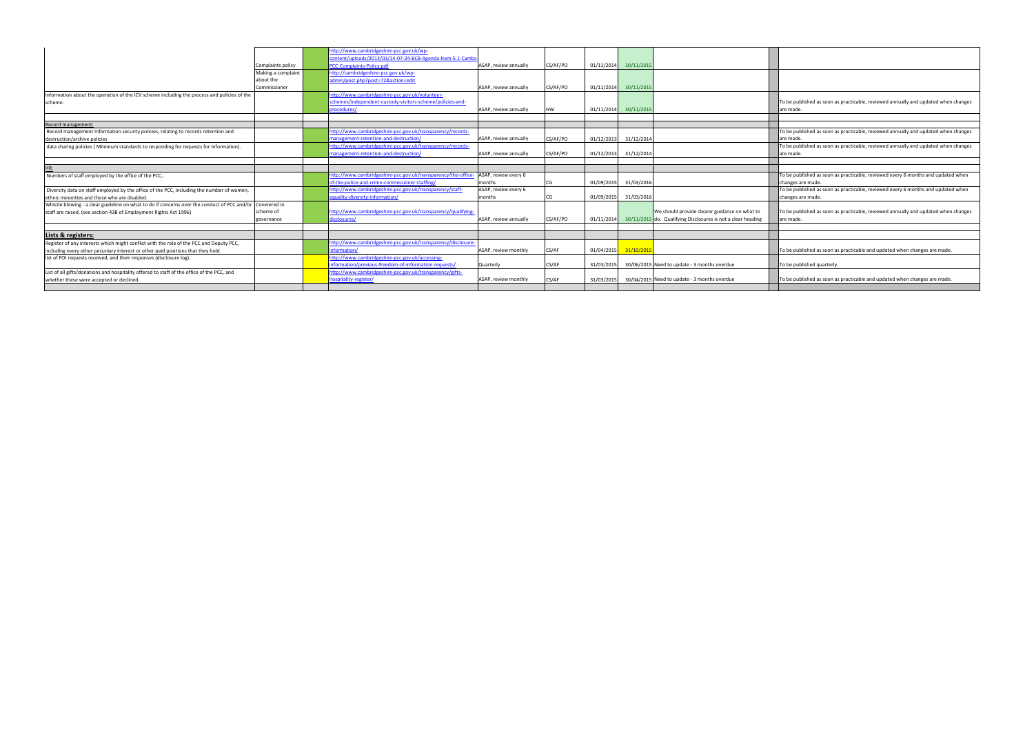| | | | | | | | | | | |
|---|---|---|---|---|---|---|---|---|---|---|
| | Complaints policy | | http://www.cambridgeshire-pcc.gov.uk/wp-content/uploads/2013/03/14-07-24-BCB-Agenda-Item-5.1-Cambs-PCC-Complaints-Policy.pdf | ASAP, review annually | CS/AF/PO | 01/11/2014 | 30/11/2015 | | | |
| | Making a complaint about the Commissioner | | http://cambridgeshire-pcc.gov.uk/wp-admin/post.php?post=72&action=edit | ASAP, review annually | CS/AF/PO | 01/11/2014 | 30/11/2015 | | | |
| Information about the operation of the ICV scheme including the process and policies of the scheme. | | | http://www.cambridgeshire-pcc.gov.uk/volunteer-schemes/independent-custody-visitors-scheme/policies-and-procedures/ | ASAP, review annually | HW | 01/11/2014 | 30/11/2015 | | | To be published as soon as practicable, reviewed annually and updated when changes are made. |
| | | | | | | | | | | |
| Record management: | | | | | | | | | | |
| Record management Information security policies, relating to records retention and destruction/archive policies | | | http://www.cambridgeshire-pcc.gov.uk/transparency/records-management-retention-and-destruction/ | ASAP, review annually | CS/AF/PO | 01/12/2013 | 31/12/2014 | | | To be published as soon as practicable, reviewed annually and updated when changes are made. |
| data sharing policies ( Minimum standards to responding for requests for Information). | | | http://www.cambridgeshire-pcc.gov.uk/transparency/records-management-retention-and-destruction/ | ASAP, review annually | CS/AF/PO | 01/12/2013 | 31/12/2014 | | | To be published as soon as practicable, reviewed annually and updated when changes are made. |
| | | | | | | | | | | |
| HR: | | | | | | | | | | |
| Numbers of staff employed by the office of the PCC,. | | | http://www.cambridgeshire-pcc.gov.uk/transparency/the-office-of-the-police-and-crime-commissioner-staffing/ | ASAP, review every 6 months | CG | 01/09/2015 | 31/03/2016 | | | To be published as soon as practicable, reviewed every 6 months and updated when changes are made. |
| Diversity data on staff employed by the office of the PCC, including the number of women, ethnic minorities and those who are disabled. | | | http://www.cambridgeshire-pcc.gov.uk/transparency/staff-equality-diversity-information/ | ASAP, review every 6 months | CG | 01/09/2015 | 31/03/2016 | | | To be published as soon as practicable, reviewed every 6 months and updated when changes are made. |
| Whistle blowing - a clear guideline on what to do if concerns over the conduct of PCC and/or staff are raised. (see section 43B of Employment Rights Act 1996) | Coverered in scheme of governance | | http://www.cambridgeshire-pcc.gov.uk/transparency/qualifying-disclosures/ | ASAP, review annually | CS/AF/PO | 01/11/2014 | 30/11/2015 | We should provide clearer guidance on what to do. Qualifying Disclosures is not a clear heading | | To be published as soon as practicable, reviewed annually and updated when changes are made. |
| | | | | | | | | | | |
| **Lists & registers:** | | | | | | | | | | |
| Register of any interests which might conflict with the role of the PCC and Deputy PCC, including every other pecuniary interest or other paid positions that they hold. | | | http://www.cambridgeshire-pcc.gov.uk/transparency/disclosure-information/ | ASAP, review monthly | CS/AF | 01/04/2015 | 31/10/2015 | | | To be published as soon as practicable and updated when changes are made. |
| list of FOI requests received, and their responses (disclosure log). | | | http://www.cambridgeshire-pcc.gov.uk/accessing-information/previous-freedom-of-information-requests/ | Quarterly | CS/AF | 31/03/2015 | 30/06/2015 | Need to update - 3 months overdue | | To be published quarterly. |
| List of all gifts/donations and hospitality offered to staff of the office of the PCC, and whether these were accepted or declined. | | | http://www.cambridgeshire-pcc.gov.uk/transparency/gifts-hospitality-register/ | ASAP, review monthly | CS/AF | 31/03/2015 | 30/04/2015 | Need to update - 3 months overdue | | To be published as soon as practicable and updated when changes are made. |